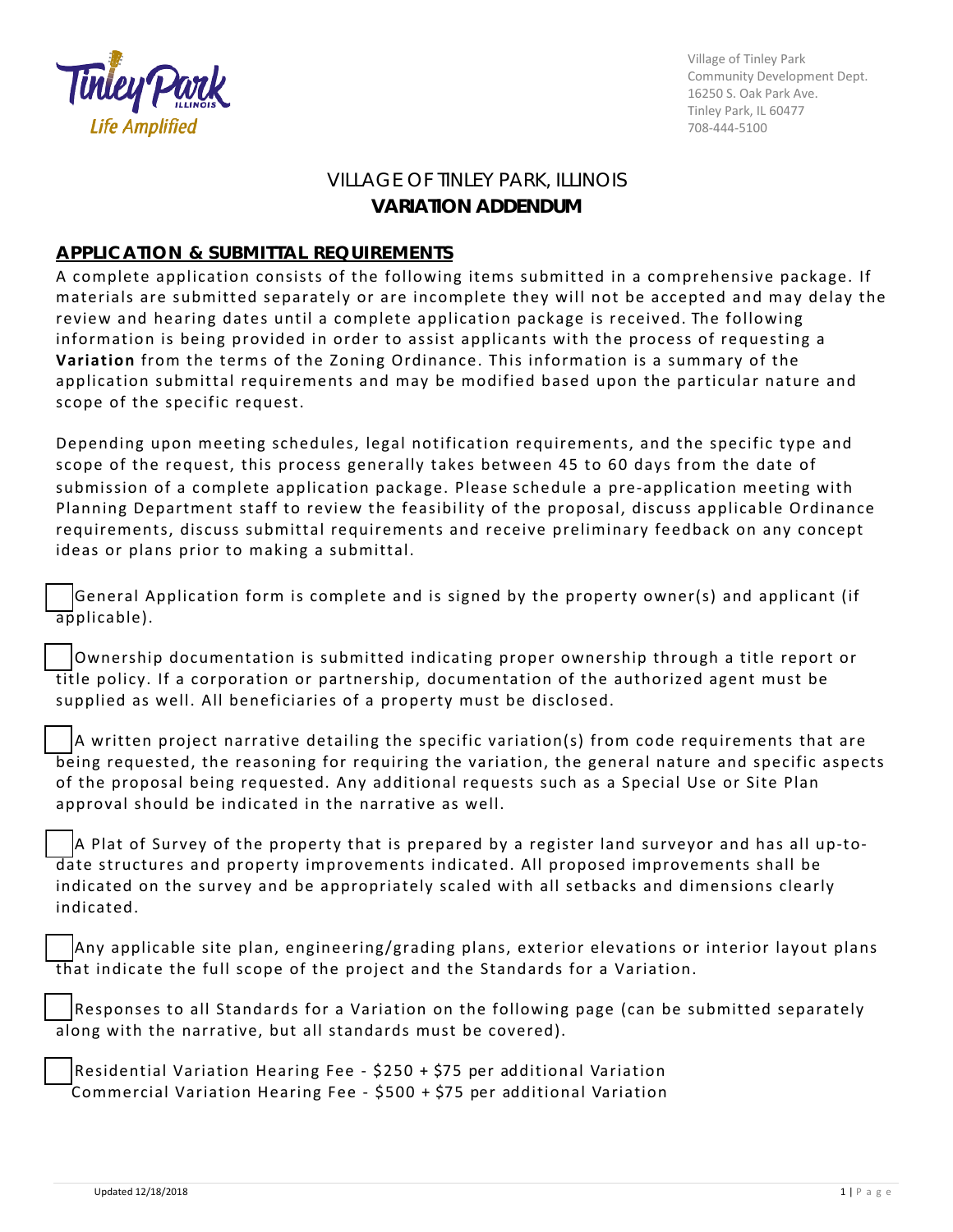Village of Tinley Park
Community Development Dept.
16250 S. Oak Park Ave.
Tinley Park, IL 60477
708-444-5100

# VILLAGE OF TINLEY PARK, ILLINOIS
# **VARIATION ADDENDUM**

## APPLICATION & SUBMITTAL REQUIREMENTS

A complete application consists of the following items submitted in a comprehensive package. If materials are submitted separately or are incomplete they will not be accepted and may delay the review and hearing dates until a complete application package is received. The following information is being provided in order to assist applicants with the process of requesting a **Variation** from the terms of the Zoning Ordinance. This information is a summary of the application submittal requirements and may be modified based upon the particular nature and scope of the specific request.

Depending upon meeting schedules, legal notification requirements, and the specific type and scope of the request, this process generally takes between 45 to 60 days from the date of submission of a complete application package. Please schedule a pre-application meeting with Planning Department staff to review the feasibility of the proposal, discuss applicable Ordinance requirements, discuss submittal requirements and receive preliminary feedback on any concept ideas or plans prior to making a submittal.

- [ ] General Application form is complete and is signed by the property owner(s) and applicant (if applicable).

- [ ] Ownership documentation is submitted indicating proper ownership through a title report or title policy. If a corporation or partnership, documentation of the authorized agent must be supplied as well. All beneficiaries of a property must be disclosed.

- [ ] A written project narrative detailing the specific variation(s) from code requirements that are being requested, the reasoning for requiring the variation, the general nature and specific aspects of the proposal being requested. Any additional requests such as a Special Use or Site Plan approval should be indicated in the narrative as well.

- [ ] A Plat of Survey of the property that is prepared by a register land surveyor and has all up-to-date structures and property improvements indicated. All proposed improvements shall be indicated on the survey and be appropriately scaled with all setbacks and dimensions clearly indicated.

- [ ] Any applicable site plan, engineering/grading plans, exterior elevations or interior layout plans that indicate the full scope of the project and the Standards for a Variation.

- [ ] Responses to all Standards for a Variation on the following page (can be submitted separately along with the narrative, but all standards must be covered).

- [ ] Residential Variation Hearing Fee - $250 + $75 per additional Variation
  Commercial Variation Hearing Fee - $500 + $75 per additional Variation

Updated 12/18/2018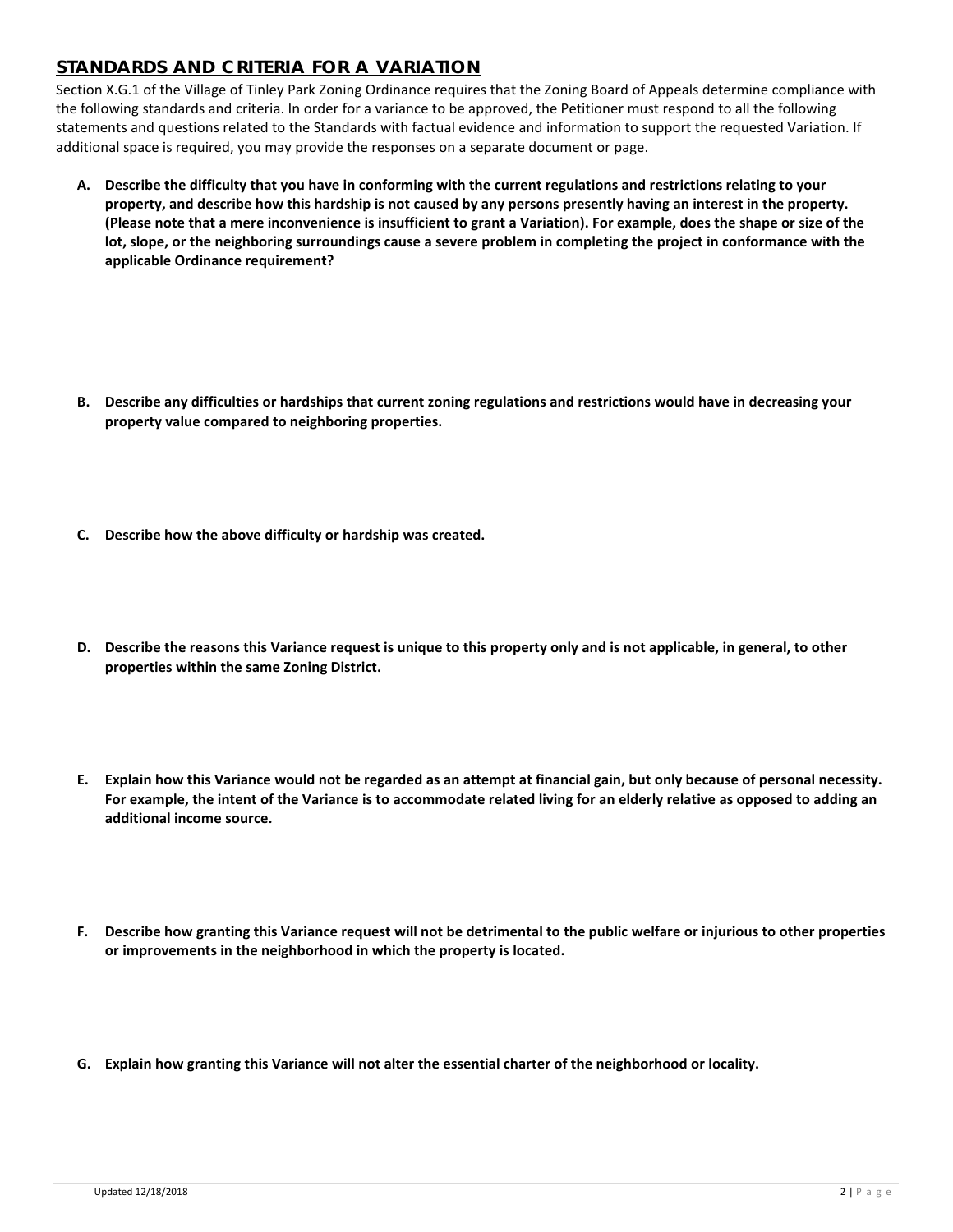## STANDARDS AND CRITERIA FOR A VARIATION

Section X.G.1 of the Village of Tinley Park Zoning Ordinance requires that the Zoning Board of Appeals determine compliance with the following standards and criteria. In order for a variance to be approved, the Petitioner must respond to all the following statements and questions related to the Standards with factual evidence and information to support the requested Variation. If additional space is required, you may provide the responses on a separate document or page.

**A. Describe the difficulty that you have in conforming with the current regulations and restrictions relating to your property, and describe how this hardship is not caused by any persons presently having an interest in the property. (Please note that a mere inconvenience is insufficient to grant a Variation). For example, does the shape or size of the lot, slope, or the neighboring surroundings cause a severe problem in completing the project in conformance with the applicable Ordinance requirement?**

**B. Describe any difficulties or hardships that current zoning regulations and restrictions would have in decreasing your property value compared to neighboring properties.**

**C. Describe how the above difficulty or hardship was created.**

**D. Describe the reasons this Variance request is unique to this property only and is not applicable, in general, to other properties within the same Zoning District.**

**E. Explain how this Variance would not be regarded as an attempt at financial gain, but only because of personal necessity. For example, the intent of the Variance is to accommodate related living for an elderly relative as opposed to adding an additional income source.**

**F. Describe how granting this Variance request will not be detrimental to the public welfare or injurious to other properties or improvements in the neighborhood in which the property is located.**

**G. Explain how granting this Variance will not alter the essential charter of the neighborhood or locality.**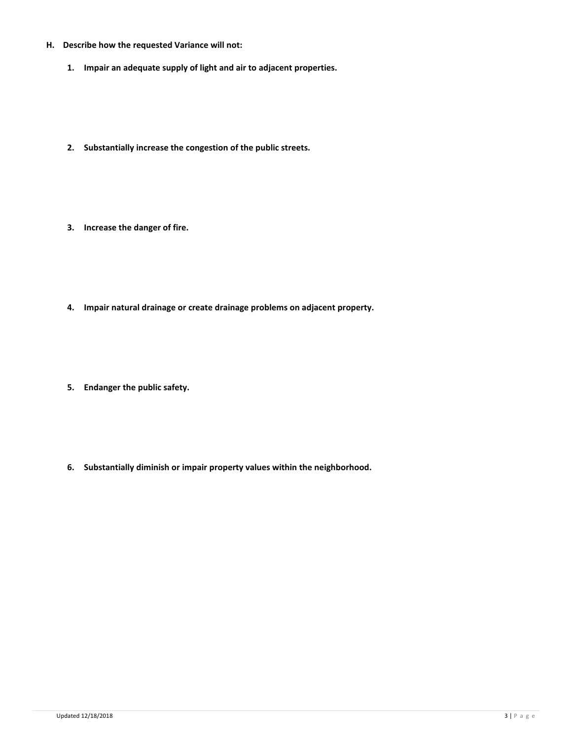**H. Describe how the requested Variance will not:**

1. **Impair an adequate supply of light and air to adjacent properties.**

2. **Substantially increase the congestion of the public streets.**

3. **Increase the danger of fire.**

4. **Impair natural drainage or create drainage problems on adjacent property.**

5. **Endanger the public safety.**

6. **Substantially diminish or impair property values within the neighborhood.**